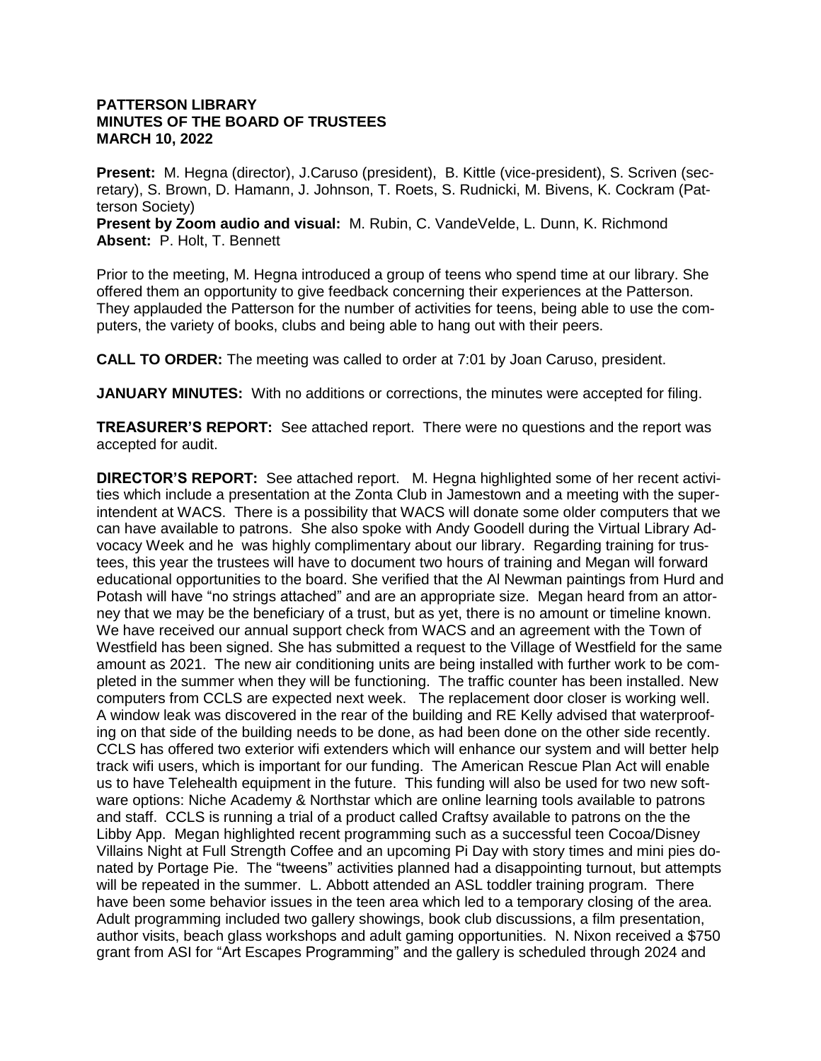**PATTERSON LIBRARY**
**MINUTES OF THE BOARD OF TRUSTEES**
**MARCH 10, 2022**

**Present:** M. Hegna (director), J.Caruso (president), B. Kittle (vice-president), S. Scriven (secretary), S. Brown, D. Hamann, J. Johnson, T. Roets, S. Rudnicki, M. Bivens, K. Cockram (Patterson Society)
**Present by Zoom audio and visual:** M. Rubin, C. VandeVelde, L. Dunn, K. Richmond
**Absent:** P. Holt, T. Bennett

Prior to the meeting, M. Hegna introduced a group of teens who spend time at our library. She offered them an opportunity to give feedback concerning their experiences at the Patterson. They applauded the Patterson for the number of activities for teens, being able to use the computers, the variety of books, clubs and being able to hang out with their peers.

**CALL TO ORDER:** The meeting was called to order at 7:01 by Joan Caruso, president.

**JANUARY MINUTES:** With no additions or corrections, the minutes were accepted for filing.

**TREASURER'S REPORT:** See attached report. There were no questions and the report was accepted for audit.

**DIRECTOR'S REPORT:** See attached report. M. Hegna highlighted some of her recent activities which include a presentation at the Zonta Club in Jamestown and a meeting with the superintendent at WACS. There is a possibility that WACS will donate some older computers that we can have available to patrons. She also spoke with Andy Goodell during the Virtual Library Advocacy Week and he was highly complimentary about our library. Regarding training for trustees, this year the trustees will have to document two hours of training and Megan will forward educational opportunities to the board. She verified that the Al Newman paintings from Hurd and Potash will have "no strings attached" and are an appropriate size. Megan heard from an attorney that we may be the beneficiary of a trust, but as yet, there is no amount or timeline known. We have received our annual support check from WACS and an agreement with the Town of Westfield has been signed. She has submitted a request to the Village of Westfield for the same amount as 2021. The new air conditioning units are being installed with further work to be completed in the summer when they will be functioning. The traffic counter has been installed. New computers from CCLS are expected next week. The replacement door closer is working well. A window leak was discovered in the rear of the building and RE Kelly advised that waterproofing on that side of the building needs to be done, as had been done on the other side recently. CCLS has offered two exterior wifi extenders which will enhance our system and will better help track wifi users, which is important for our funding. The American Rescue Plan Act will enable us to have Telehealth equipment in the future. This funding will also be used for two new software options: Niche Academy & Northstar which are online learning tools available to patrons and staff. CCLS is running a trial of a product called Craftsy available to patrons on the the Libby App. Megan highlighted recent programming such as a successful teen Cocoa/Disney Villains Night at Full Strength Coffee and an upcoming Pi Day with story times and mini pies donated by Portage Pie. The "tweens" activities planned had a disappointing turnout, but attempts will be repeated in the summer. L. Abbott attended an ASL toddler training program. There have been some behavior issues in the teen area which led to a temporary closing of the area. Adult programming included two gallery showings, book club discussions, a film presentation, author visits, beach glass workshops and adult gaming opportunities. N. Nixon received a $750 grant from ASI for "Art Escapes Programming" and the gallery is scheduled through 2024 and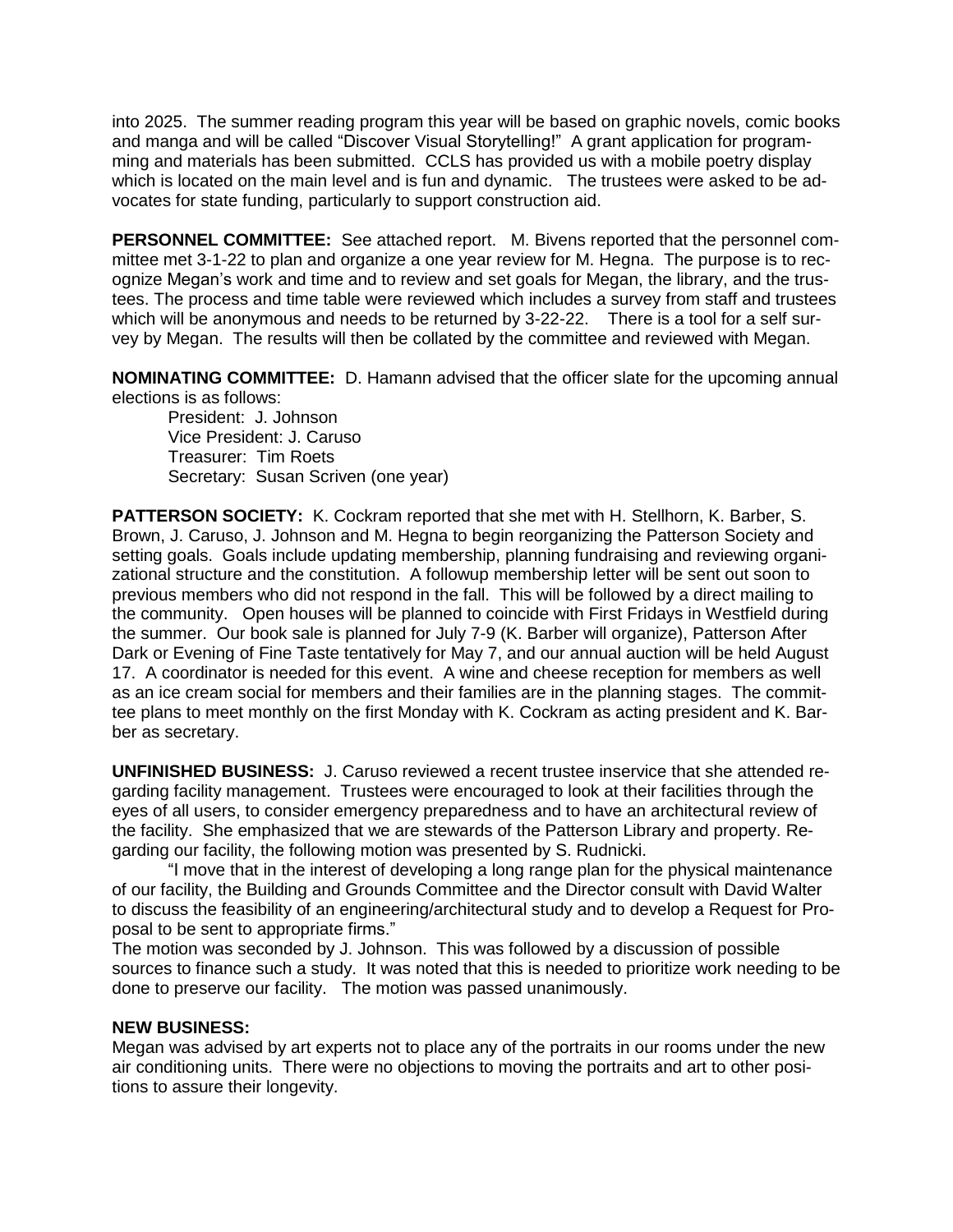into 2025. The summer reading program this year will be based on graphic novels, comic books and manga and will be called "Discover Visual Storytelling!" A grant application for programming and materials has been submitted. CCLS has provided us with a mobile poetry display which is located on the main level and is fun and dynamic. The trustees were asked to be advocates for state funding, particularly to support construction aid.

**PERSONNEL COMMITTEE:** See attached report. M. Bivens reported that the personnel committee met 3-1-22 to plan and organize a one year review for M. Hegna. The purpose is to recognize Megan's work and time and to review and set goals for Megan, the library, and the trustees. The process and time table were reviewed which includes a survey from staff and trustees which will be anonymous and needs to be returned by 3-22-22. There is a tool for a self survey by Megan. The results will then be collated by the committee and reviewed with Megan.

**NOMINATING COMMITTEE:** D. Hamann advised that the officer slate for the upcoming annual elections is as follows:

President: J. Johnson
Vice President: J. Caruso
Treasurer: Tim Roets
Secretary: Susan Scriven (one year)

**PATTERSON SOCIETY:** K. Cockram reported that she met with H. Stellhorn, K. Barber, S. Brown, J. Caruso, J. Johnson and M. Hegna to begin reorganizing the Patterson Society and setting goals. Goals include updating membership, planning fundraising and reviewing organizational structure and the constitution. A followup membership letter will be sent out soon to previous members who did not respond in the fall. This will be followed by a direct mailing to the community. Open houses will be planned to coincide with First Fridays in Westfield during the summer. Our book sale is planned for July 7-9 (K. Barber will organize), Patterson After Dark or Evening of Fine Taste tentatively for May 7, and our annual auction will be held August 17. A coordinator is needed for this event. A wine and cheese reception for members as well as an ice cream social for members and their families are in the planning stages. The committee plans to meet monthly on the first Monday with K. Cockram as acting president and K. Barber as secretary.

**UNFINISHED BUSINESS:** J. Caruso reviewed a recent trustee inservice that she attended regarding facility management. Trustees were encouraged to look at their facilities through the eyes of all users, to consider emergency preparedness and to have an architectural review of the facility. She emphasized that we are stewards of the Patterson Library and property. Regarding our facility, the following motion was presented by S. Rudnicki.

"I move that in the interest of developing a long range plan for the physical maintenance of our facility, the Building and Grounds Committee and the Director consult with David Walter to discuss the feasibility of an engineering/architectural study and to develop a Request for Proposal to be sent to appropriate firms."

The motion was seconded by J. Johnson. This was followed by a discussion of possible sources to finance such a study. It was noted that this is needed to prioritize work needing to be done to preserve our facility. The motion was passed unanimously.

**NEW BUSINESS:**

Megan was advised by art experts not to place any of the portraits in our rooms under the new air conditioning units. There were no objections to moving the portraits and art to other positions to assure their longevity.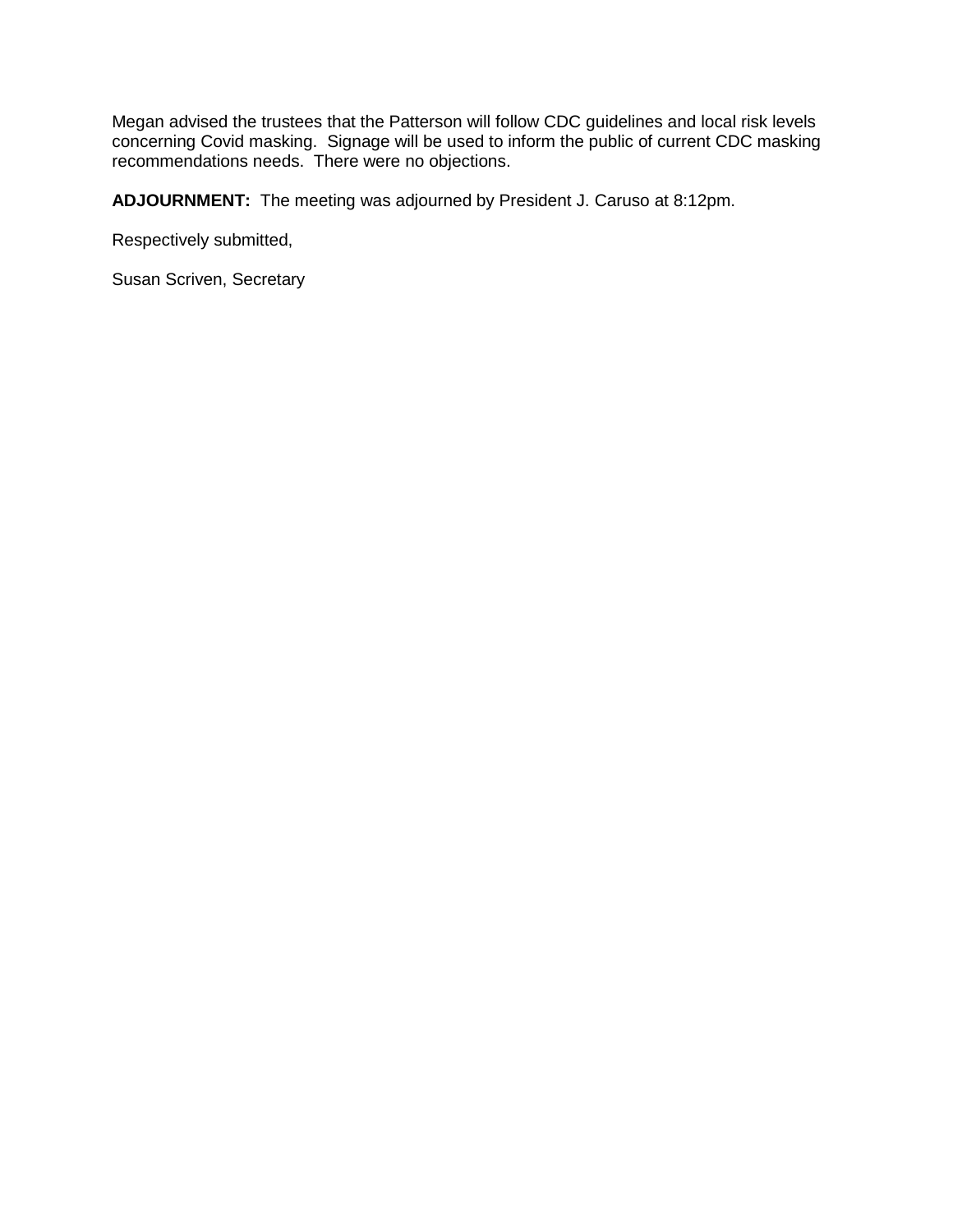Megan advised the trustees that the Patterson will follow CDC guidelines and local risk levels concerning Covid masking. Signage will be used to inform the public of current CDC masking recommendations needs. There were no objections.

**ADJOURNMENT:** The meeting was adjourned by President J. Caruso at 8:12pm.

Respectively submitted,

Susan Scriven, Secretary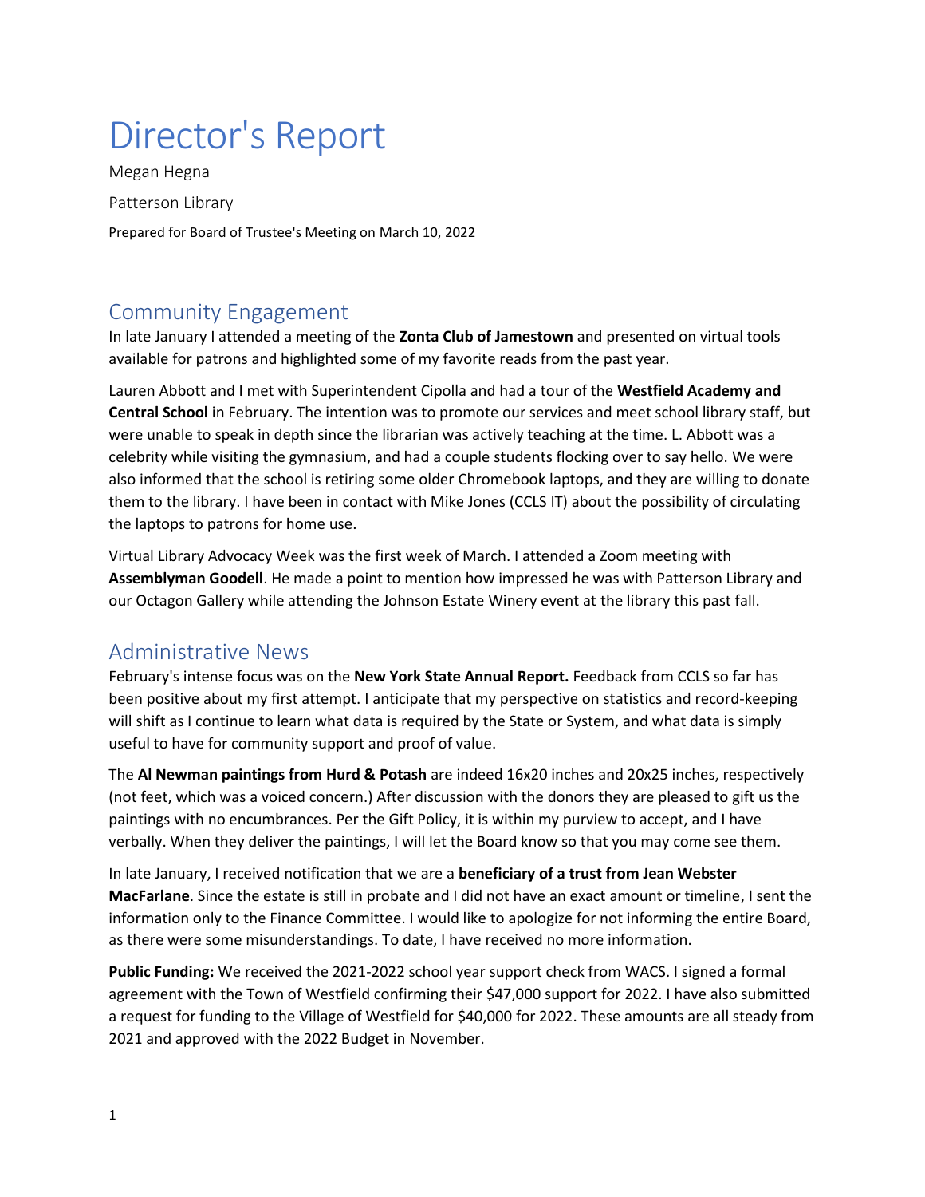# Director's Report

Megan Hegna

Patterson Library

Prepared for Board of Trustee's Meeting on March 10, 2022

## Community Engagement

In late January I attended a meeting of the **Zonta Club of Jamestown** and presented on virtual tools available for patrons and highlighted some of my favorite reads from the past year.

Lauren Abbott and I met with Superintendent Cipolla and had a tour of the **Westfield Academy and Central School** in February. The intention was to promote our services and meet school library staff, but were unable to speak in depth since the librarian was actively teaching at the time. L. Abbott was a celebrity while visiting the gymnasium, and had a couple students flocking over to say hello. We were also informed that the school is retiring some older Chromebook laptops, and they are willing to donate them to the library. I have been in contact with Mike Jones (CCLS IT) about the possibility of circulating the laptops to patrons for home use.

Virtual Library Advocacy Week was the first week of March. I attended a Zoom meeting with **Assemblyman Goodell**. He made a point to mention how impressed he was with Patterson Library and our Octagon Gallery while attending the Johnson Estate Winery event at the library this past fall.

## Administrative News

February's intense focus was on the **New York State Annual Report.** Feedback from CCLS so far has been positive about my first attempt. I anticipate that my perspective on statistics and record-keeping will shift as I continue to learn what data is required by the State or System, and what data is simply useful to have for community support and proof of value.

The **Al Newman paintings from Hurd & Potash** are indeed 16x20 inches and 20x25 inches, respectively (not feet, which was a voiced concern.) After discussion with the donors they are pleased to gift us the paintings with no encumbrances. Per the Gift Policy, it is within my purview to accept, and I have verbally. When they deliver the paintings, I will let the Board know so that you may come see them.

In late January, I received notification that we are a **beneficiary of a trust from Jean Webster MacFarlane**. Since the estate is still in probate and I did not have an exact amount or timeline, I sent the information only to the Finance Committee. I would like to apologize for not informing the entire Board, as there were some misunderstandings. To date, I have received no more information.

**Public Funding:** We received the 2021-2022 school year support check from WACS. I signed a formal agreement with the Town of Westfield confirming their $47,000 support for 2022. I have also submitted a request for funding to the Village of Westfield for $40,000 for 2022. These amounts are all steady from 2021 and approved with the 2022 Budget in November.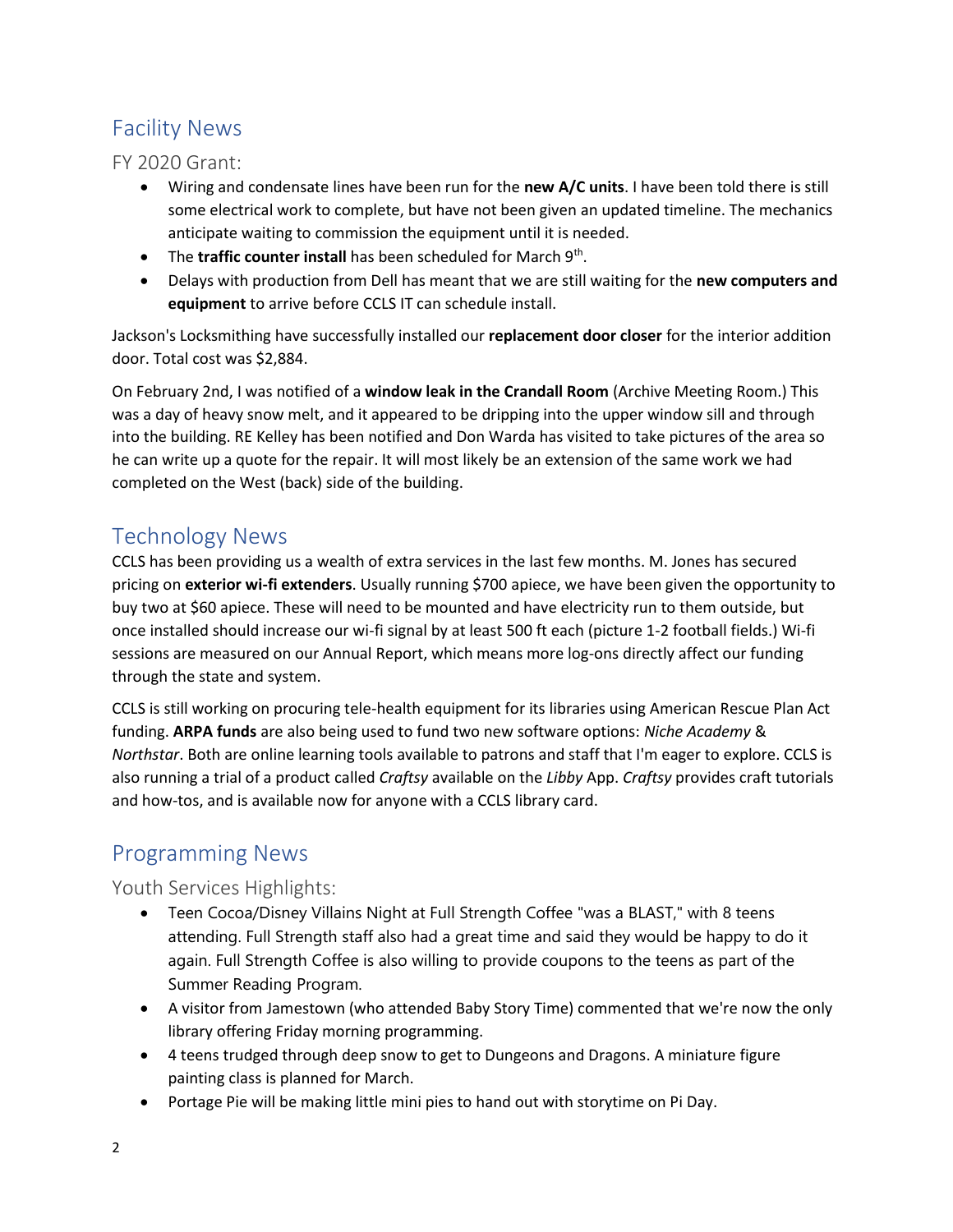## Facility News

### FY 2020 Grant:

- Wiring and condensate lines have been run for the **new A/C units**. I have been told there is still some electrical work to complete, but have not been given an updated timeline. The mechanics anticipate waiting to commission the equipment until it is needed.
- The **traffic counter install** has been scheduled for March 9th.
- Delays with production from Dell has meant that we are still waiting for the **new computers and equipment** to arrive before CCLS IT can schedule install.

Jackson's Locksmithing have successfully installed our **replacement door closer** for the interior addition door. Total cost was $2,884.

On February 2nd, I was notified of a **window leak in the Crandall Room** (Archive Meeting Room.) This was a day of heavy snow melt, and it appeared to be dripping into the upper window sill and through into the building. RE Kelley has been notified and Don Warda has visited to take pictures of the area so he can write up a quote for the repair. It will most likely be an extension of the same work we had completed on the West (back) side of the building.

## Technology News

CCLS has been providing us a wealth of extra services in the last few months. M. Jones has secured pricing on **exterior wi-fi extenders**. Usually running $700 apiece, we have been given the opportunity to buy two at $60 apiece. These will need to be mounted and have electricity run to them outside, but once installed should increase our wi-fi signal by at least 500 ft each (picture 1-2 football fields.) Wi-fi sessions are measured on our Annual Report, which means more log-ons directly affect our funding through the state and system.

CCLS is still working on procuring tele-health equipment for its libraries using American Rescue Plan Act funding. **ARPA funds** are also being used to fund two new software options: *Niche Academy* & *Northstar*. Both are online learning tools available to patrons and staff that I'm eager to explore. CCLS is also running a trial of a product called *Craftsy* available on the *Libby* App. *Craftsy* provides craft tutorials and how-tos, and is available now for anyone with a CCLS library card.

## Programming News

### Youth Services Highlights:

- Teen Cocoa/Disney Villains Night at Full Strength Coffee "was a BLAST," with 8 teens attending. Full Strength staff also had a great time and said they would be happy to do it again. Full Strength Coffee is also willing to provide coupons to the teens as part of the Summer Reading Program.
- A visitor from Jamestown (who attended Baby Story Time) commented that we're now the only library offering Friday morning programming.
- 4 teens trudged through deep snow to get to Dungeons and Dragons. A miniature figure painting class is planned for March.
- Portage Pie will be making little mini pies to hand out with storytime on Pi Day.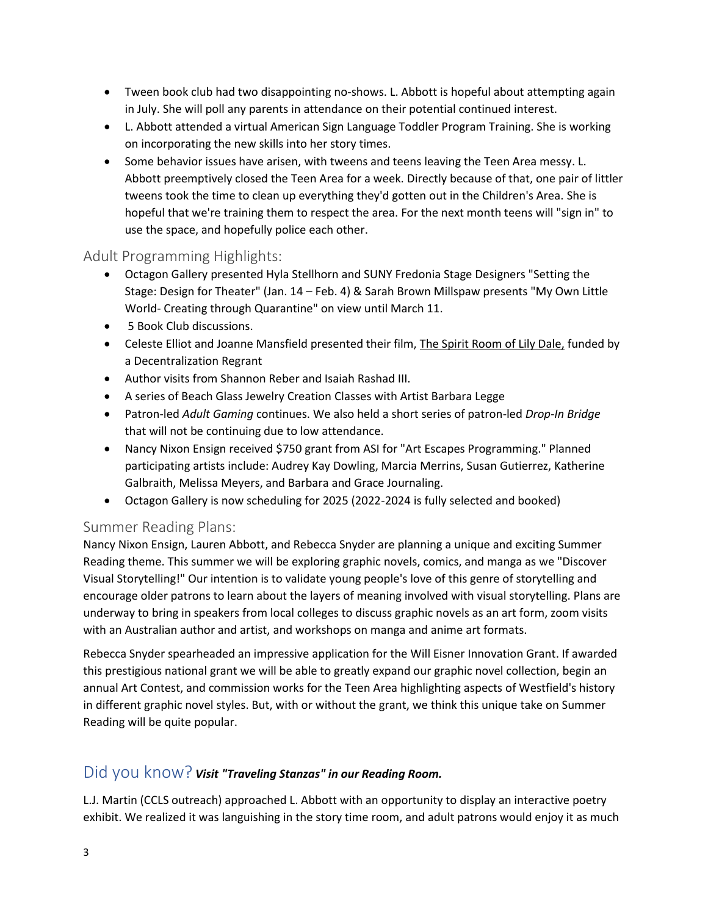- Tween book club had two disappointing no-shows. L. Abbott is hopeful about attempting again in July. She will poll any parents in attendance on their potential continued interest.
- L. Abbott attended a virtual American Sign Language Toddler Program Training. She is working on incorporating the new skills into her story times.
- Some behavior issues have arisen, with tweens and teens leaving the Teen Area messy. L. Abbott preemptively closed the Teen Area for a week. Directly because of that, one pair of littler tweens took the time to clean up everything they'd gotten out in the Children's Area. She is hopeful that we're training them to respect the area. For the next month teens will "sign in" to use the space, and hopefully police each other.

## Adult Programming Highlights:

- Octagon Gallery presented Hyla Stellhorn and SUNY Fredonia Stage Designers "Setting the Stage: Design for Theater" (Jan. 14 – Feb. 4) & Sarah Brown Millspaw presents "My Own Little World- Creating through Quarantine" on view until March 11.
- 5 Book Club discussions.
- Celeste Elliot and Joanne Mansfield presented their film, The Spirit Room of Lily Dale, funded by a Decentralization Regrant
- Author visits from Shannon Reber and Isaiah Rashad III.
- A series of Beach Glass Jewelry Creation Classes with Artist Barbara Legge
- Patron-led *Adult Gaming* continues. We also held a short series of patron-led *Drop-In Bridge* that will not be continuing due to low attendance.
- Nancy Nixon Ensign received $750 grant from ASI for "Art Escapes Programming." Planned participating artists include: Audrey Kay Dowling, Marcia Merrins, Susan Gutierrez, Katherine Galbraith, Melissa Meyers, and Barbara and Grace Journaling.
- Octagon Gallery is now scheduling for 2025 (2022-2024 is fully selected and booked)

## Summer Reading Plans:

Nancy Nixon Ensign, Lauren Abbott, and Rebecca Snyder are planning a unique and exciting Summer Reading theme. This summer we will be exploring graphic novels, comics, and manga as we "Discover Visual Storytelling!" Our intention is to validate young people's love of this genre of storytelling and encourage older patrons to learn about the layers of meaning involved with visual storytelling. Plans are underway to bring in speakers from local colleges to discuss graphic novels as an art form, zoom visits with an Australian author and artist, and workshops on manga and anime art formats.

Rebecca Snyder spearheaded an impressive application for the Will Eisner Innovation Grant. If awarded this prestigious national grant we will be able to greatly expand our graphic novel collection, begin an annual Art Contest, and commission works for the Teen Area highlighting aspects of Westfield's history in different graphic novel styles. But, with or without the grant, we think this unique take on Summer Reading will be quite popular.

## Did you know? ***Visit "Traveling Stanzas" in our Reading Room.***

L.J. Martin (CCLS outreach) approached L. Abbott with an opportunity to display an interactive poetry exhibit. We realized it was languishing in the story time room, and adult patrons would enjoy it as much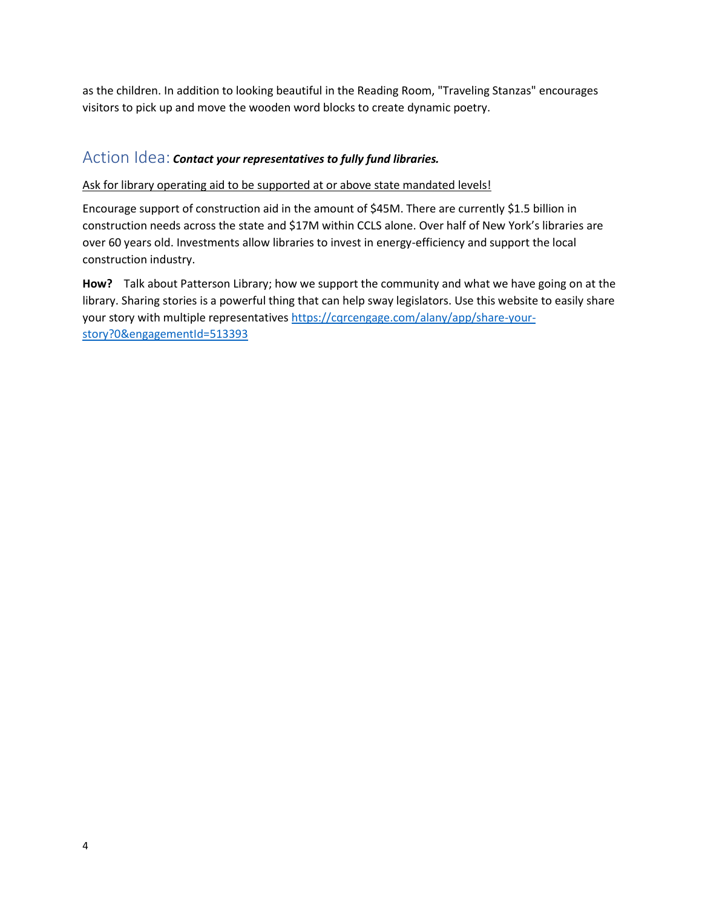as the children. In addition to looking beautiful in the Reading Room, "Traveling Stanzas" encourages visitors to pick up and move the wooden word blocks to create dynamic poetry.

## Action Idea: ***Contact your representatives to fully fund libraries.***

<u>Ask for library operating aid to be supported at or above state mandated levels!</u>

Encourage support of construction aid in the amount of $45M. There are currently $1.5 billion in construction needs across the state and $17M within CCLS alone. Over half of New York's libraries are over 60 years old. Investments allow libraries to invest in energy-efficiency and support the local construction industry.

**How?** Talk about Patterson Library; how we support the community and what we have going on at the library. Sharing stories is a powerful thing that can help sway legislators. Use this website to easily share your story with multiple representatives [https://cqrcengage.com/alany/app/share-your-story?0&engagementId=513393](https://cqrcengage.com/alany/app/share-your-story?0&engagementId=513393)